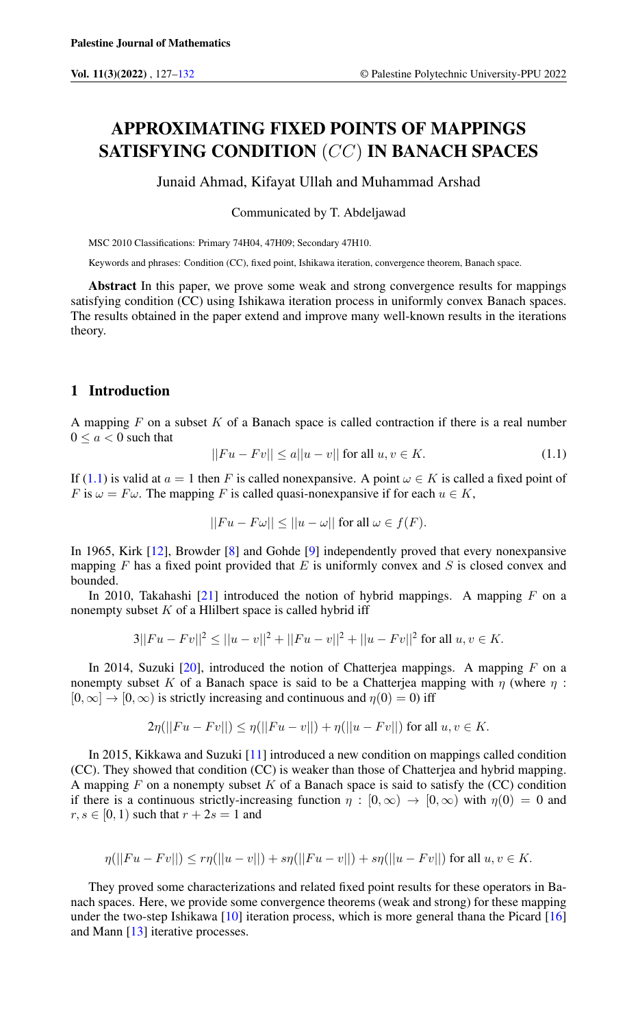# APPROXIMATING FIXED POINTS OF MAPPINGS SATISFYING CONDITION $(CC)$ IN BANACH SPACES

Junaid Ahmad, Kifayat Ullah and Muhammad Arshad

Communicated by T. Abdeljawad

MSC 2010 Classifications: Primary 74H04, 47H09; Secondary 47H10.

Keywords and phrases: Condition (CC), fixed point, Ishikawa iteration, convergence theorem, Banach space.

**Abstract** In this paper, we prove some weak and strong convergence results for mappings satisfying condition (CC) using Ishikawa iteration process in uniformly convex Banach spaces. The results obtained in the paper extend and improve many well-known results in the iterations theory.

## 1 Introduction

A mapping $F$ on a subset $K$ of a Banach space is called contraction if there is a real number $0 \leq a < 0$ such that

$$||Fu - Fv|| \leq a||u - v|| \text{ for all } u, v \in K. \tag{1.1}$$

If (1.1) is valid at $a = 1$ then $F$ is called nonexpansive. A point $\omega \in K$ is called a fixed point of $F$ is $\omega = F\omega$. The mapping $F$ is called quasi-nonexpansive if for each $u \in K$,

$$||Fu - F\omega|| \leq ||u - \omega|| \text{ for all } \omega \in f(F).$$

In 1965, Kirk [12], Browder [8] and Gohde [9] independently proved that every nonexpansive mapping $F$ has a fixed point provided that $E$ is uniformly convex and $S$ is closed convex and bounded.

In 2010, Takahashi [21] introduced the notion of hybrid mappings. A mapping $F$ on a nonempty subset $K$ of a Hlilbert space is called hybrid iff

$$3||Fu - Fv||^2 \leq ||u - v||^2 + ||Fu - v||^2 + ||u - Fv||^2 \text{ for all } u, v \in K.$$

In 2014, Suzuki [20], introduced the notion of Chatterjea mappings. A mapping $F$ on a nonempty subset $K$ of a Banach space is said to be a Chatterjea mapping with $\eta$ (where $\eta : [0, \infty] \to [0, \infty)$ is strictly increasing and continuous and $\eta(0) = 0$) iff

$$2\eta(||Fu - Fv||) \leq \eta(||Fu - v||) + \eta(||u - Fv||) \text{ for all } u, v \in K.$$

In 2015, Kikkawa and Suzuki [11] introduced a new condition on mappings called condition (CC). They showed that condition (CC) is weaker than those of Chatterjea and hybrid mapping. A mapping $F$ on a nonempty subset $K$ of a Banach space is said to satisfy the (CC) condition if there is a continuous strictly-increasing function $\eta : [0, \infty) \to [0, \infty)$ with $\eta(0) = 0$ and $r, s \in [0, 1)$ such that $r + 2s = 1$ and

$$\eta(||Fu - Fv||) \leq r\eta(||u - v||) + s\eta(||Fu - v||) + s\eta(||u - Fv||) \text{ for all } u, v \in K.$$

They proved some characterizations and related fixed point results for these operators in Banach spaces. Here, we provide some convergence theorems (weak and strong) for these mapping under the two-step Ishikawa [10] iteration process, which is more general thana the Picard [16] and Mann [13] iterative processes.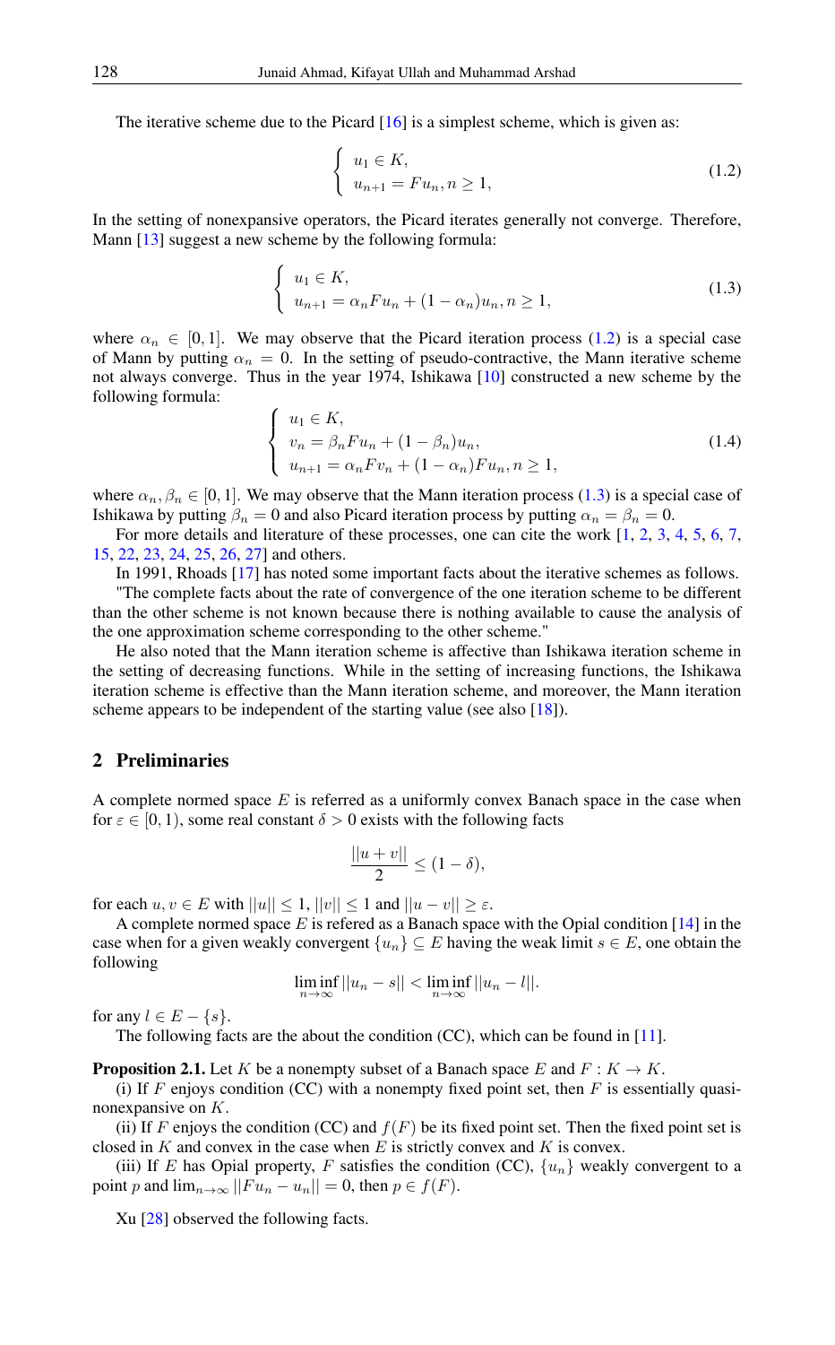The iterative scheme due to the Picard [16] is a simplest scheme, which is given as:

$$\begin{cases} u_1 \in K, \\ u_{n+1} = Fu_n, n \geq 1, \end{cases} \tag{1.2}$$

In the setting of nonexpansive operators, the Picard iterates generally not converge. Therefore, Mann [13] suggest a new scheme by the following formula:

$$\begin{cases} u_1 \in K, \\ u_{n+1} = \alpha_n Fu_n + (1-\alpha_n)u_n, n \geq 1, \end{cases} \tag{1.3}$$

where $\alpha_n \in [0,1]$. We may observe that the Picard iteration process (1.2) is a special case of Mann by putting $\alpha_n = 0$. In the setting of pseudo-contractive, the Mann iterative scheme not always converge. Thus in the year 1974, Ishikawa [10] constructed a new scheme by the following formula:

$$\begin{cases} u_1 \in K, \\ v_n = \beta_n Fu_n + (1-\beta_n)u_n, \\ u_{n+1} = \alpha_n Fv_n + (1-\alpha_n)Fu_n, n \geq 1, \end{cases} \tag{1.4}$$

where $\alpha_n, \beta_n \in [0,1]$. We may observe that the Mann iteration process (1.3) is a special case of Ishikawa by putting $\beta_n = 0$ and also Picard iteration process by putting $\alpha_n = \beta_n = 0$.

For more details and literature of these processes, one can cite the work [1, 2, 3, 4, 5, 6, 7, 15, 22, 23, 24, 25, 26, 27] and others.

In 1991, Rhoads [17] has noted some important facts about the iterative schemes as follows.

"The complete facts about the rate of convergence of the one iteration scheme to be different than the other scheme is not known because there is nothing available to cause the analysis of the one approximation scheme corresponding to the other scheme."

He also noted that the Mann iteration scheme is affective than Ishikawa iteration scheme in the setting of decreasing functions. While in the setting of increasing functions, the Ishikawa iteration scheme is effective than the Mann iteration scheme, and moreover, the Mann iteration scheme appears to be independent of the starting value (see also [18]).

## 2 Preliminaries

A complete normed space $E$ is referred as a uniformly convex Banach space in the case when for $\varepsilon \in [0,1)$, some real constant $\delta > 0$ exists with the following facts

$$\frac{||u+v||}{2} \leq (1-\delta),$$

for each $u, v \in E$ with $||u|| \leq 1$, $||v|| \leq 1$ and $||u-v|| \geq \varepsilon$.

A complete normed space $E$ is refered as a Banach space with the Opial condition [14] in the case when for a given weakly convergent $\{u_n\} \subseteq E$ having the weak limit $s \in E$, one obtain the following

$$\liminf_{n\to\infty} ||u_n - s|| < \liminf_{n\to\infty} ||u_n - l||.$$

for any $l \in E - \{s\}$.

The following facts are the about the condition (CC), which can be found in [11].

**Proposition 2.1.** Let $K$ be a nonempty subset of a Banach space $E$ and $F : K \to K$.

(i) If $F$ enjoys condition (CC) with a nonempty fixed point set, then $F$ is essentially quasi-nonexpansive on $K$.

(ii) If $F$ enjoys the condition (CC) and $f(F)$ be its fixed point set. Then the fixed point set is closed in $K$ and convex in the case when $E$ is strictly convex and $K$ is convex.

(iii) If $E$ has Opial property, $F$ satisfies the condition (CC), $\{u_n\}$ weakly convergent to a point $p$ and $\lim_{n\to\infty} ||Fu_n - u_n|| = 0$, then $p \in f(F)$.

Xu [28] observed the following facts.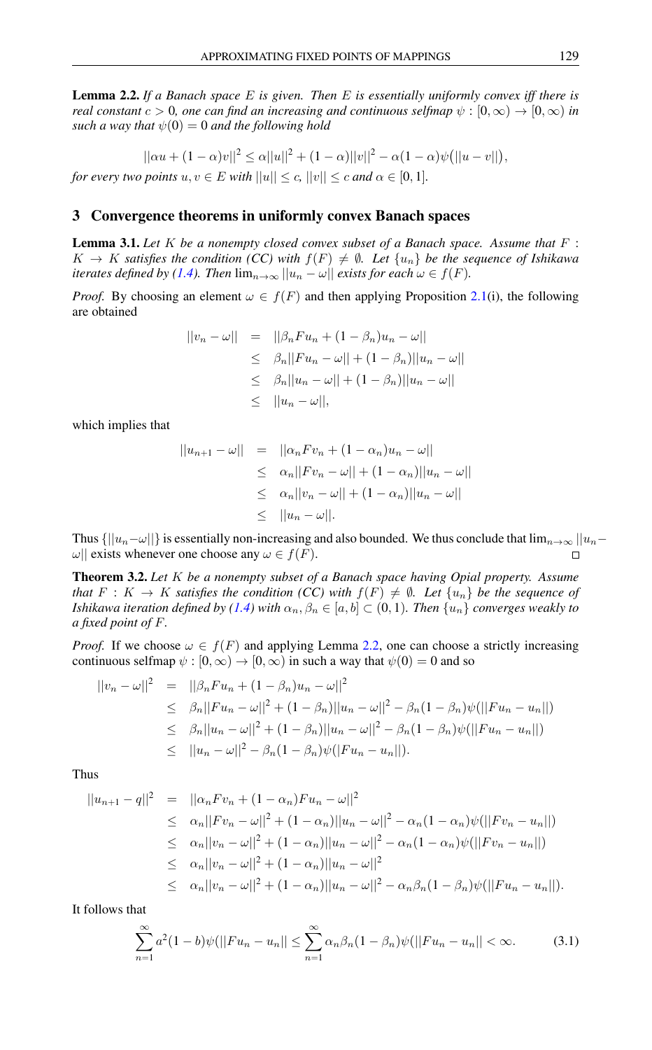**Lemma 2.2.** *If a Banach space $E$ is given. Then $E$ is essentially uniformly convex iff there is real constant $c > 0$, one can find an increasing and continuous selfmap $\psi : [0, \infty) \to [0, \infty)$ in such a way that $\psi(0) = 0$ and the following hold*

$$||\alpha u + (1-\alpha)v||^2 \leq \alpha||u||^2 + (1-\alpha)||v||^2 - \alpha(1-\alpha)\psi\big(||u-v||\big),$$

*for every two points $u, v \in E$ with $||u|| \leq c$, $||v|| \leq c$ and $\alpha \in [0, 1]$.*

## 3 Convergence theorems in uniformly convex Banach spaces

**Lemma 3.1.** *Let $K$ be a nonempty closed convex subset of a Banach space. Assume that $F : K \to K$ satisfies the condition (CC) with $f(F) \neq \emptyset$. Let $\{u_n\}$ be the sequence of Ishikawa iterates defined by (1.4). Then $\lim_{n\to\infty} ||u_n - \omega||$ exists for each $\omega \in f(F)$.*

*Proof.* By choosing an element $\omega \in f(F)$ and then applying Proposition 2.1(i), the following are obtained

$$\begin{aligned}
||v_n - \omega|| &= ||\beta_n F u_n + (1-\beta_n)u_n - \omega|| \\
&\leq \beta_n||Fu_n - \omega|| + (1-\beta_n)||u_n - \omega|| \\
&\leq \beta_n||u_n - \omega|| + (1-\beta_n)||u_n - \omega|| \\
&\leq ||u_n - \omega||,
\end{aligned}$$

which implies that

$$\begin{aligned}
||u_{n+1} - \omega|| &= ||\alpha_n F v_n + (1-\alpha_n)u_n - \omega|| \\
&\leq \alpha_n||Fv_n - \omega|| + (1-\alpha_n)||u_n - \omega|| \\
&\leq \alpha_n||v_n - \omega|| + (1-\alpha_n)||u_n - \omega|| \\
&\leq ||u_n - \omega||.
\end{aligned}$$

Thus $\{||u_n - \omega||\}$ is essentially non-increasing and also bounded. We thus conclude that $\lim_{n\to\infty} ||u_n - \omega||$ exists whenever one choose any $\omega \in f(F)$. ◻

**Theorem 3.2.** *Let $K$ be a nonempty subset of a Banach space having Opial property. Assume that $F : K \to K$ satisfies the condition (CC) with $f(F) \neq \emptyset$. Let $\{u_n\}$ be the sequence of Ishikawa iteration defined by (1.4) with $\alpha_n, \beta_n \in [a, b] \subset (0, 1)$. Then $\{u_n\}$ converges weakly to a fixed point of $F$.*

*Proof.* If we choose $\omega \in f(F)$ and applying Lemma 2.2, one can choose a strictly increasing continuous selfmap $\psi : [0, \infty) \to [0, \infty)$ in such a way that $\psi(0) = 0$ and so

$$\begin{aligned}
||v_n - \omega||^2 &= ||\beta_n F u_n + (1-\beta_n)u_n - \omega||^2 \\
&\leq \beta_n||Fu_n - \omega||^2 + (1-\beta_n)||u_n - \omega||^2 - \beta_n(1-\beta_n)\psi(||Fu_n - u_n||) \\
&\leq \beta_n||u_n - \omega||^2 + (1-\beta_n)||u_n - \omega||^2 - \beta_n(1-\beta_n)\psi(||Fu_n - u_n||) \\
&\leq ||u_n - \omega||^2 - \beta_n(1-\beta_n)\psi(|Fu_n - u_n||).
\end{aligned}$$

Thus

$$\begin{aligned}
||u_{n+1} - q||^2 &= ||\alpha_n F v_n + (1-\alpha_n)Fu_n - \omega||^2 \\
&\leq \alpha_n||Fv_n - \omega||^2 + (1-\alpha_n)||u_n - \omega||^2 - \alpha_n(1-\alpha_n)\psi(||Fv_n - u_n||) \\
&\leq \alpha_n||v_n - \omega||^2 + (1-\alpha_n)||u_n - \omega||^2 - \alpha_n(1-\alpha_n)\psi(||Fv_n - u_n||) \\
&\leq \alpha_n||v_n - \omega||^2 + (1-\alpha_n)||u_n - \omega||^2 \\
&\leq \alpha_n||v_n - \omega||^2 + (1-\alpha_n)||u_n - \omega||^2 - \alpha_n\beta_n(1-\beta_n)\psi(||Fu_n - u_n||).
\end{aligned}$$

It follows that

$$\sum_{n=1}^{\infty} a^2(1-b)\psi(||Fu_n - u_n|| \leq \sum_{n=1}^{\infty} \alpha_n\beta_n(1-\beta_n)\psi(||Fu_n - u_n|| < \infty. \tag{3.1}$$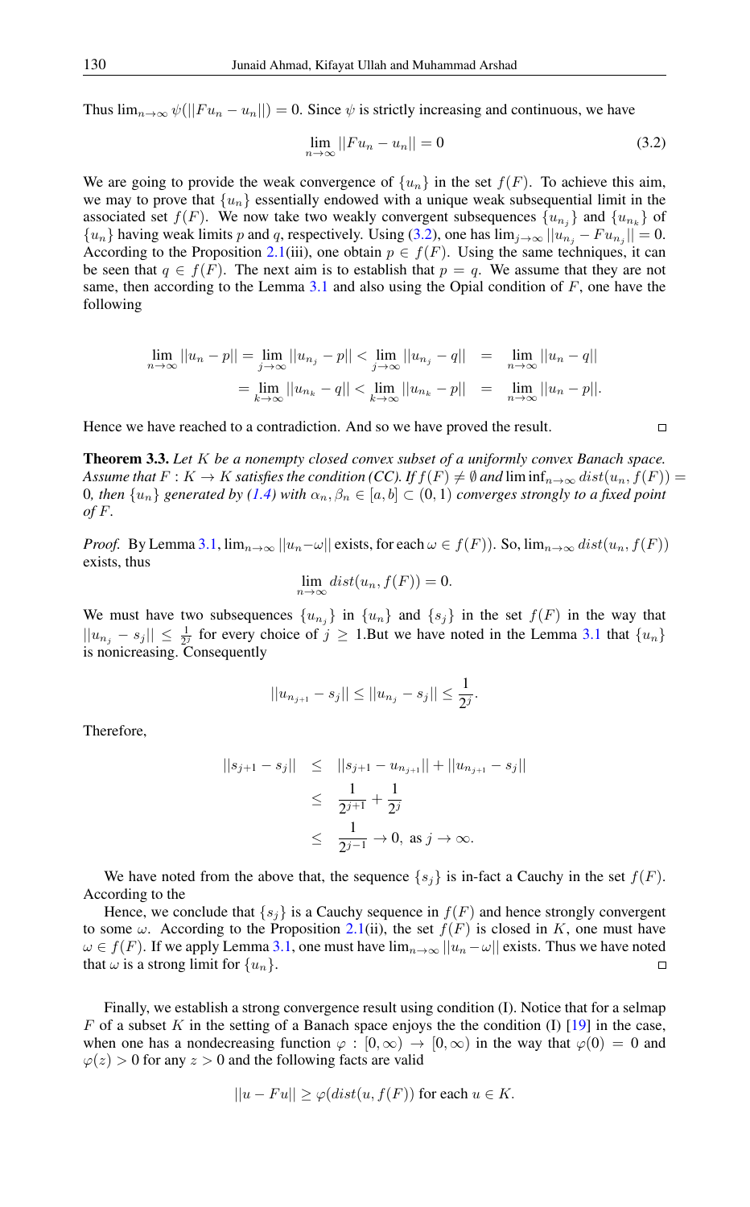Thus $\lim_{n\to\infty} \psi(||Fu_n - u_n||) = 0$. Since $\psi$ is strictly increasing and continuous, we have

$$\lim_{n\to\infty} ||Fu_n - u_n|| = 0 \tag{3.2}$$

We are going to provide the weak convergence of $\{u_n\}$ in the set $f(F)$. To achieve this aim, we may to prove that $\{u_n\}$ essentially endowed with a unique weak subsequential limit in the associated set $f(F)$. We now take two weakly convergent subsequences $\{u_{n_j}\}$ and $\{u_{n_k}\}$ of $\{u_n\}$ having weak limits $p$ and $q$, respectively. Using (3.2), one has $\lim_{j\to\infty} ||u_{n_j} - Fu_{n_j}|| = 0$. According to the Proposition 2.1(iii), one obtain $p \in f(F)$. Using the same techniques, it can be seen that $q \in f(F)$. The next aim is to establish that $p = q$. We assume that they are not same, then according to the Lemma 3.1 and also using the Opial condition of $F$, one have the following

$$\begin{aligned}
\lim_{n\to\infty} ||u_n - p|| = \lim_{j\to\infty} ||u_{n_j} - p|| < \lim_{j\to\infty} ||u_{n_j} - q|| &= \lim_{n\to\infty} ||u_n - q|| \\
= \lim_{k\to\infty} ||u_{n_k} - q|| < \lim_{k\to\infty} ||u_{n_k} - p|| &= \lim_{n\to\infty} ||u_n - p||.
\end{aligned}$$

Hence we have reached to a contradiction. And so we have proved the result. □

**Theorem 3.3.** *Let $K$ be a nonempty closed convex subset of a uniformly convex Banach space. Assume that $F : K \to K$ satisfies the condition (CC). If $f(F) \neq \emptyset$ and $\liminf_{n\to\infty} dist(u_n, f(F)) = 0$, then $\{u_n\}$ generated by (1.4) with $\alpha_n, \beta_n \in [a, b] \subset (0, 1)$ converges strongly to a fixed point of $F$.*

*Proof.* By Lemma 3.1, $\lim_{n\to\infty} ||u_n - \omega||$ exists, for each $\omega \in f(F)$). So, $\lim_{n\to\infty} dist(u_n, f(F))$ exists, thus

$$\lim_{n\to\infty} dist(u_n, f(F)) = 0.$$

We must have two subsequences $\{u_{n_j}\}$ in $\{u_n\}$ and $\{s_j\}$ in the set $f(F)$ in the way that $||u_{n_j} - s_j|| \leq \frac{1}{2^j}$ for every choice of $j \geq 1$.But we have noted in the Lemma 3.1 that $\{u_n\}$ is nonicreasing. Consequently

$$||u_{n_{j+1}} - s_j|| \leq ||u_{n_j} - s_j|| \leq \frac{1}{2^j}.$$

Therefore,

$$\begin{aligned}
||s_{j+1} - s_j|| &\leq ||s_{j+1} - u_{n_{j+1}}|| + ||u_{n_{j+1}} - s_j|| \\
&\leq \frac{1}{2^{j+1}} + \frac{1}{2^j} \\
&\leq \frac{1}{2^{j-1}} \to 0, \text{ as } j \to \infty.
\end{aligned}$$

We have noted from the above that, the sequence $\{s_j\}$ is in-fact a Cauchy in the set $f(F)$. According to the

Hence, we conclude that $\{s_j\}$ is a Cauchy sequence in $f(F)$ and hence strongly convergent to some $\omega$. According to the Proposition 2.1(ii), the set $f(F)$ is closed in $K$, one must have $\omega \in f(F)$. If we apply Lemma 3.1, one must have $\lim_{n\to\infty} ||u_n - \omega||$ exists. Thus we have noted that $\omega$ is a strong limit for $\{u_n\}$. □

Finally, we establish a strong convergence result using condition (I). Notice that for a selmap $F$ of a subset $K$ in the setting of a Banach space enjoys the the condition (I) [19] in the case, when one has a nondecreasing function $\varphi : [0, \infty) \to [0, \infty)$ in the way that $\varphi(0) = 0$ and $\varphi(z) > 0$ for any $z > 0$ and the following facts are valid

$$||u - Fu|| \geq \varphi(dist(u, f(F)) \text{ for each } u \in K.$$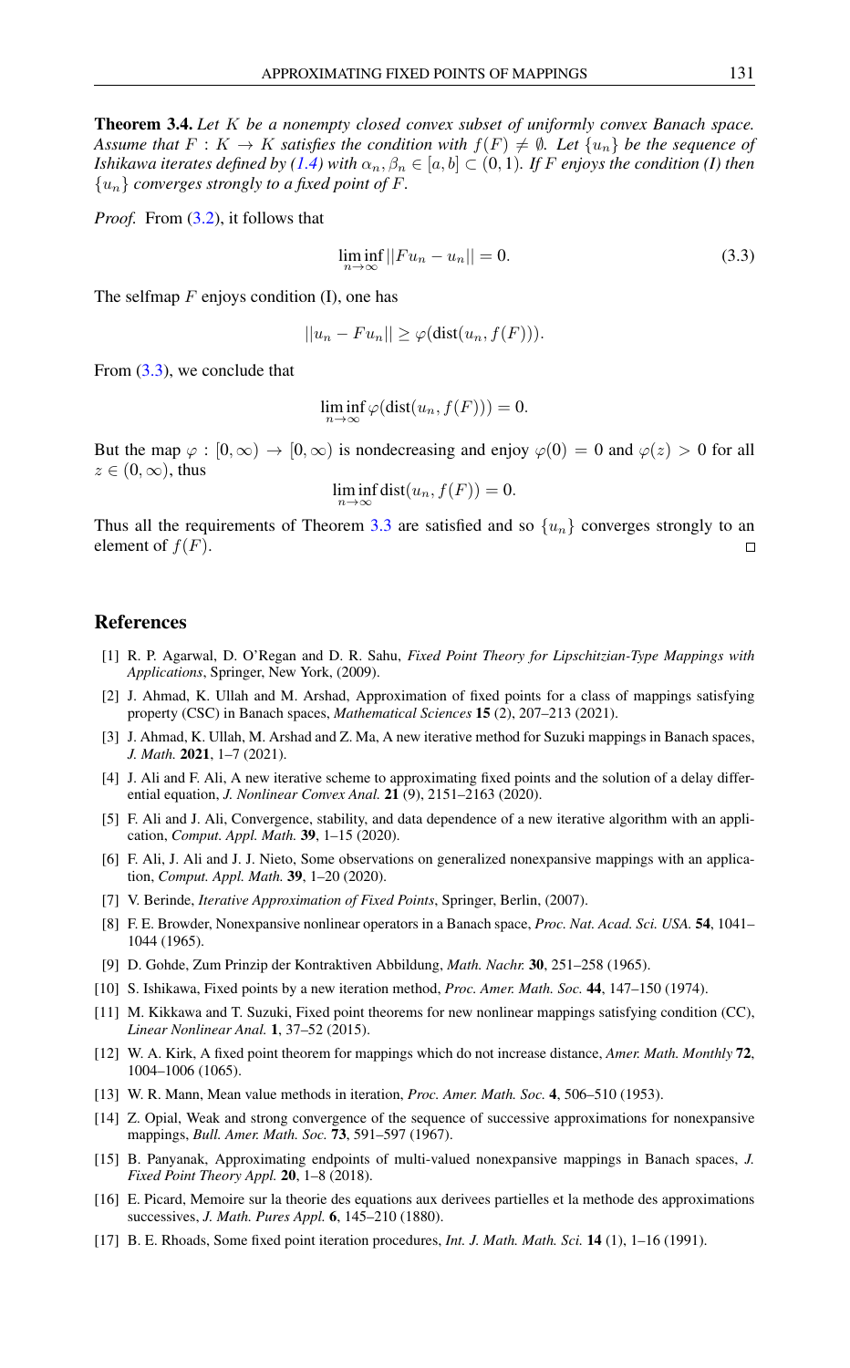**Theorem 3.4.** *Let $K$ be a nonempty closed convex subset of uniformly convex Banach space. Assume that $F : K \to K$ satisfies the condition with $f(F) \neq \emptyset$. Let $\{u_n\}$ be the sequence of Ishikawa iterates defined by (1.4) with $\alpha_n, \beta_n \in [a, b] \subset (0, 1)$. If $F$ enjoys the condition (I) then $\{u_n\}$ converges strongly to a fixed point of $F$.*

*Proof.* From (3.2), it follows that

$$\liminf_{n\to\infty} ||Fu_n - u_n|| = 0. \tag{3.3}$$

The selfmap $F$ enjoys condition (I), one has

$$||u_n - Fu_n|| \geq \varphi(\text{dist}(u_n, f(F))).$$

From (3.3), we conclude that

$$\liminf_{n\to\infty} \varphi(\text{dist}(u_n, f(F))) = 0.$$

But the map $\varphi : [0, \infty) \to [0, \infty)$ is nondecreasing and enjoy $\varphi(0) = 0$ and $\varphi(z) > 0$ for all $z \in (0, \infty)$, thus

$$\liminf_{n\to\infty} \text{dist}(u_n, f(F)) = 0.$$

Thus all the requirements of Theorem 3.3 are satisfied and so $\{u_n\}$ converges strongly to an element of $f(F)$. ☐

## References

[1] R. P. Agarwal, D. O'Regan and D. R. Sahu, *Fixed Point Theory for Lipschitzian-Type Mappings with Applications*, Springer, New York, (2009).

[2] J. Ahmad, K. Ullah and M. Arshad, Approximation of fixed points for a class of mappings satisfying property (CSC) in Banach spaces, *Mathematical Sciences* **15** (2), 207–213 (2021).

[3] J. Ahmad, K. Ullah, M. Arshad and Z. Ma, A new iterative method for Suzuki mappings in Banach spaces, *J. Math.* **2021**, 1–7 (2021).

[4] J. Ali and F. Ali, A new iterative scheme to approximating fixed points and the solution of a delay differential equation, *J. Nonlinear Convex Anal.* **21** (9), 2151–2163 (2020).

[5] F. Ali and J. Ali, Convergence, stability, and data dependence of a new iterative algorithm with an application, *Comput. Appl. Math.* **39**, 1–15 (2020).

[6] F. Ali, J. Ali and J. J. Nieto, Some observations on generalized nonexpansive mappings with an application, *Comput. Appl. Math.* **39**, 1–20 (2020).

[7] V. Berinde, *Iterative Approximation of Fixed Points*, Springer, Berlin, (2007).

[8] F. E. Browder, Nonexpansive nonlinear operators in a Banach space, *Proc. Nat. Acad. Sci. USA.* **54**, 1041–1044 (1965).

[9] D. Gohde, Zum Prinzip der Kontraktiven Abbildung, *Math. Nachr.* **30**, 251–258 (1965).

[10] S. Ishikawa, Fixed points by a new iteration method, *Proc. Amer. Math. Soc.* **44**, 147–150 (1974).

[11] M. Kikkawa and T. Suzuki, Fixed point theorems for new nonlinear mappings satisfying condition (CC), *Linear Nonlinear Anal.* **1**, 37–52 (2015).

[12] W. A. Kirk, A fixed point theorem for mappings which do not increase distance, *Amer. Math. Monthly* **72**, 1004–1006 (1065).

[13] W. R. Mann, Mean value methods in iteration, *Proc. Amer. Math. Soc.* **4**, 506–510 (1953).

[14] Z. Opial, Weak and strong convergence of the sequence of successive approximations for nonexpansive mappings, *Bull. Amer. Math. Soc.* **73**, 591–597 (1967).

[15] B. Panyanak, Approximating endpoints of multi-valued nonexpansive mappings in Banach spaces, *J. Fixed Point Theory Appl.* **20**, 1–8 (2018).

[16] E. Picard, Memoire sur la theorie des equations aux derivees partielles et la methode des approximations successives, *J. Math. Pures Appl.* **6**, 145–210 (1880).

[17] B. E. Rhoads, Some fixed point iteration procedures, *Int. J. Math. Math. Sci.* **14** (1), 1–16 (1991).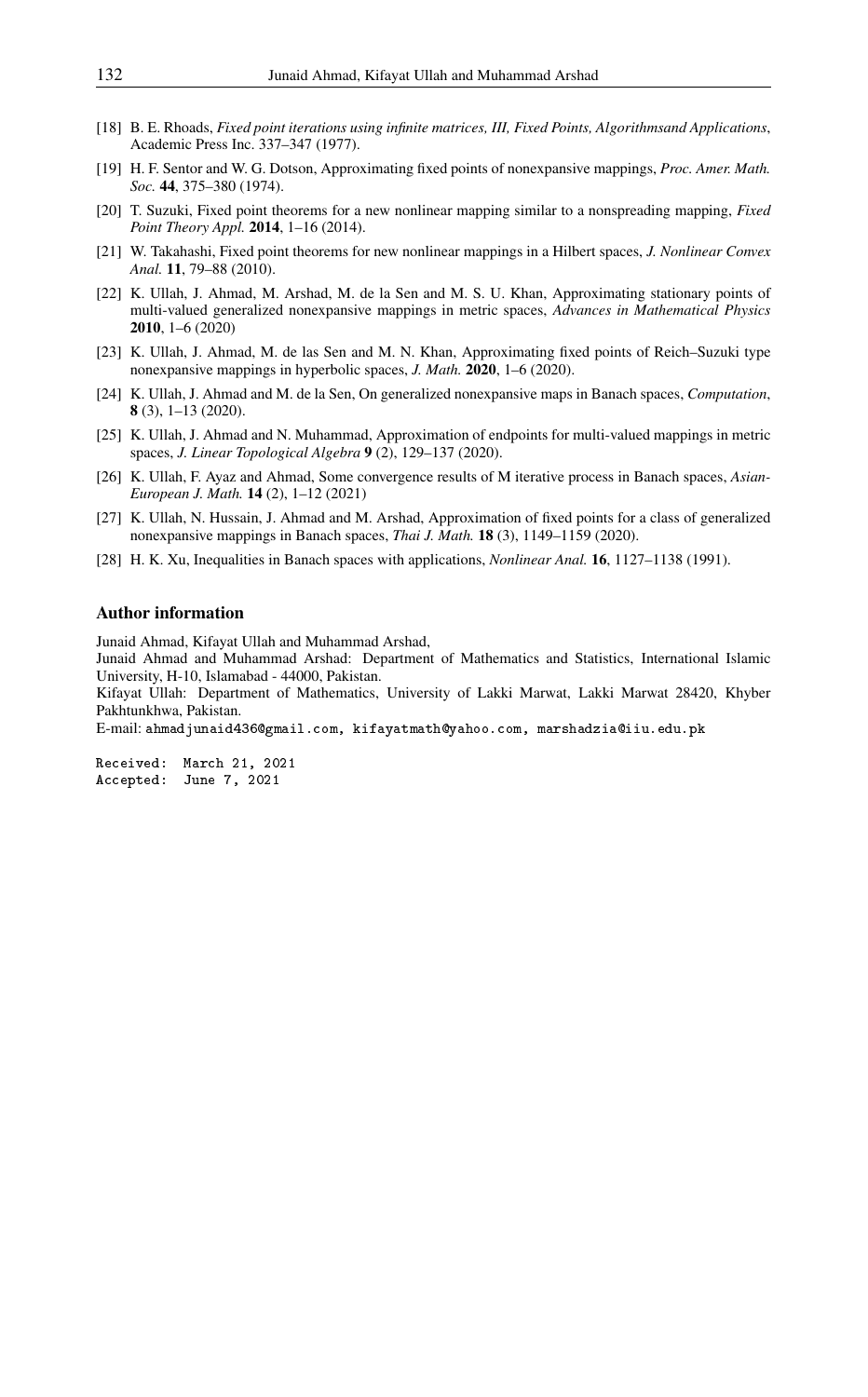[18] B. E. Rhoads, *Fixed point iterations using infinite matrices, III, Fixed Points, Algorithmsand Applications*, Academic Press Inc. 337–347 (1977).

[19] H. F. Sentor and W. G. Dotson, Approximating fixed points of nonexpansive mappings, *Proc. Amer. Math. Soc.* **44**, 375–380 (1974).

[20] T. Suzuki, Fixed point theorems for a new nonlinear mapping similar to a nonspreading mapping, *Fixed Point Theory Appl.* **2014**, 1–16 (2014).

[21] W. Takahashi, Fixed point theorems for new nonlinear mappings in a Hilbert spaces, *J. Nonlinear Convex Anal.* **11**, 79–88 (2010).

[22] K. Ullah, J. Ahmad, M. Arshad, M. de la Sen and M. S. U. Khan, Approximating stationary points of multi-valued generalized nonexpansive mappings in metric spaces, *Advances in Mathematical Physics* **2010**, 1–6 (2020)

[23] K. Ullah, J. Ahmad, M. de las Sen and M. N. Khan, Approximating fixed points of Reich–Suzuki type nonexpansive mappings in hyperbolic spaces, *J. Math.* **2020**, 1–6 (2020).

[24] K. Ullah, J. Ahmad and M. de la Sen, On generalized nonexpansive maps in Banach spaces, *Computation*, **8** (3), 1–13 (2020).

[25] K. Ullah, J. Ahmad and N. Muhammad, Approximation of endpoints for multi-valued mappings in metric spaces, *J. Linear Topological Algebra* **9** (2), 129–137 (2020).

[26] K. Ullah, F. Ayaz and Ahmad, Some convergence results of M iterative process in Banach spaces, *Asian-European J. Math.* **14** (2), 1–12 (2021)

[27] K. Ullah, N. Hussain, J. Ahmad and M. Arshad, Approximation of fixed points for a class of generalized nonexpansive mappings in Banach spaces, *Thai J. Math.* **18** (3), 1149–1159 (2020).

[28] H. K. Xu, Inequalities in Banach spaces with applications, *Nonlinear Anal.* **16**, 1127–1138 (1991).

## Author information

Junaid Ahmad, Kifayat Ullah and Muhammad Arshad,
Junaid Ahmad and Muhammad Arshad: Department of Mathematics and Statistics, International Islamic University, H-10, Islamabad - 44000, Pakistan.
Kifayat Ullah: Department of Mathematics, University of Lakki Marwat, Lakki Marwat 28420, Khyber Pakhtunkhwa, Pakistan.
E-mail: ahmadjunaid436@gmail.com, kifayatmath@yahoo.com, marshadzia@iiu.edu.pk

Received: March 21, 2021
Accepted: June 7, 2021